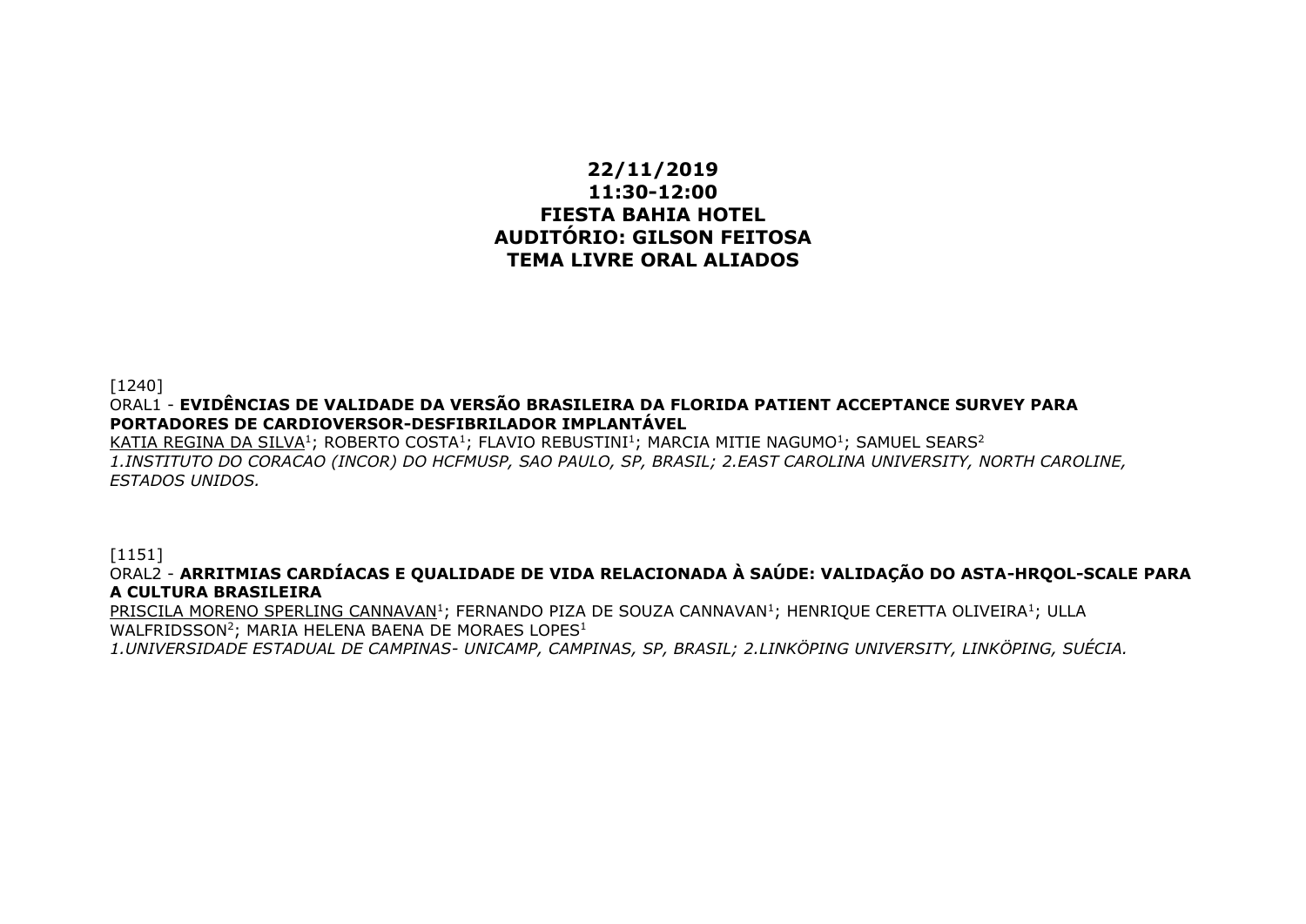**22/11/2019**
**11:30-12:00**
**FIESTA BAHIA HOTEL**
**AUDITÓRIO: GILSON FEITOSA**
**TEMA LIVRE ORAL ALIADOS**

[1240]
ORAL1 - **EVIDÊNCIAS DE VALIDADE DA VERSÃO BRASILEIRA DA FLORIDA PATIENT ACCEPTANCE SURVEY PARA PORTADORES DE CARDIOVERSOR-DESFIBRILADOR IMPLANTÁVEL**
KATIA REGINA DA SILVA[1]; ROBERTO COSTA[1]; FLAVIO REBUSTINI[1]; MARCIA MITIE NAGUMO[1]; SAMUEL SEARS[2]
*1.INSTITUTO DO CORACAO (INCOR) DO HCFMUSP, SAO PAULO, SP, BRASIL; 2.EAST CAROLINA UNIVERSITY, NORTH CAROLINE, ESTADOS UNIDOS.*

[1151]
ORAL2 - **ARRITMIAS CARDÍACAS E QUALIDADE DE VIDA RELACIONADA À SAÚDE: VALIDAÇÃO DO ASTA-HRQOL-SCALE PARA A CULTURA BRASILEIRA**
PRISCILA MORENO SPERLING CANNAVAN[1]; FERNANDO PIZA DE SOUZA CANNAVAN[1]; HENRIQUE CERETTA OLIVEIRA[1]; ULLA WALFRIDSSON[2]; MARIA HELENA BAENA DE MORAES LOPES[1]
*1.UNIVERSIDADE ESTADUAL DE CAMPINAS- UNICAMP, CAMPINAS, SP, BRASIL; 2.LINKÖPING UNIVERSITY, LINKÖPING, SUÉCIA.*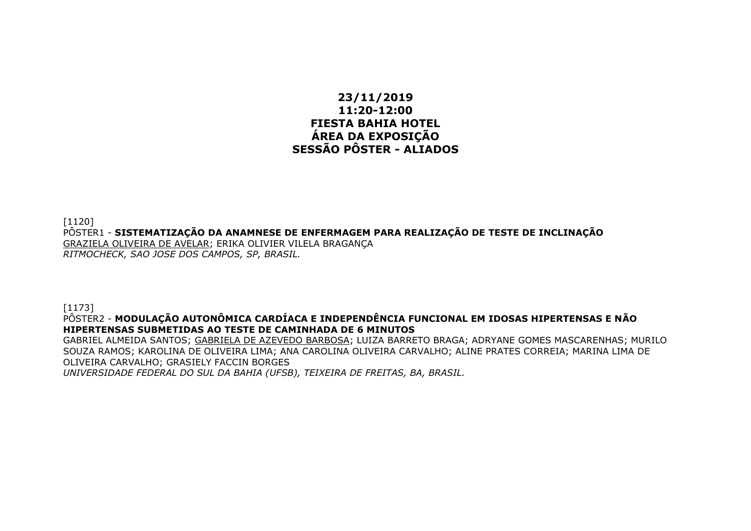**23/11/2019**
**11:20-12:00**
**FIESTA BAHIA HOTEL**
**ÁREA DA EXPOSIÇÃO**
**SESSÃO PÔSTER - ALIADOS**

[1120]
PÔSTER1 - **SISTEMATIZAÇÃO DA ANAMNESE DE ENFERMAGEM PARA REALIZAÇÃO DE TESTE DE INCLINAÇÃO**
<u>GRAZIELA OLIVEIRA DE AVELAR</u>; ERIKA OLIVIER VILELA BRAGANÇA
*RITMOCHECK, SAO JOSE DOS CAMPOS, SP, BRASIL.*

[1173]
PÔSTER2 - **MODULAÇÃO AUTONÔMICA CARDÍACA E INDEPENDÊNCIA FUNCIONAL EM IDOSAS HIPERTENSAS E NÃO HIPERTENSAS SUBMETIDAS AO TESTE DE CAMINHADA DE 6 MINUTOS**
GABRIEL ALMEIDA SANTOS; <u>GABRIELA DE AZEVEDO BARBOSA</u>; LUIZA BARRETO BRAGA; ADRYANE GOMES MASCARENHAS; MURILO SOUZA RAMOS; KAROLINA DE OLIVEIRA LIMA; ANA CAROLINA OLIVEIRA CARVALHO; ALINE PRATES CORREIA; MARINA LIMA DE OLIVEIRA CARVALHO; GRASIELY FACCIN BORGES
*UNIVERSIDADE FEDERAL DO SUL DA BAHIA (UFSB), TEIXEIRA DE FREITAS, BA, BRASIL.*